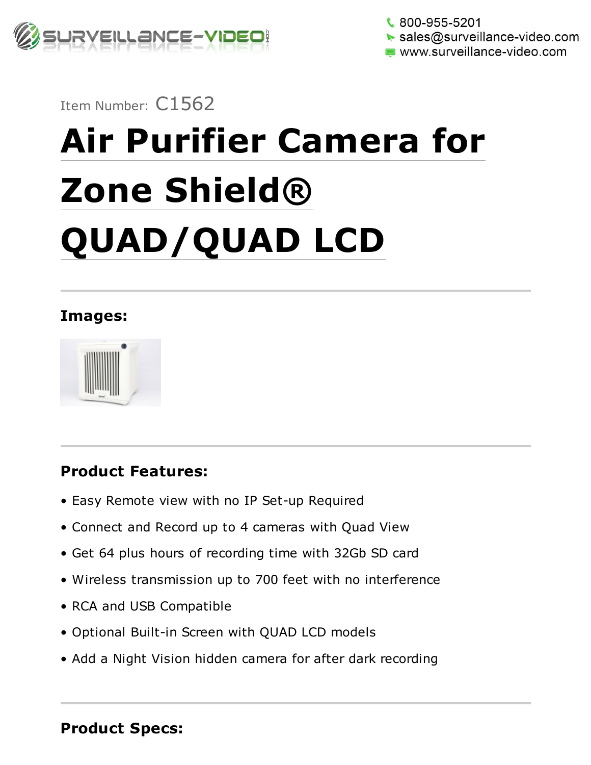800-955-5201
sales@surveillance-video.com
www.surveillance-video.com

Item Number: C1562

# Air Purifier Camera for Zone Shield® QUAD/QUAD LCD

## Images:

## Product Features:

- Easy Remote view with no IP Set-up Required
- Connect and Record up to 4 cameras with Quad View
- Get 64 plus hours of recording time with 32Gb SD card
- Wireless transmission up to 700 feet with no interference
- RCA and USB Compatible
- Optional Built-in Screen with QUAD LCD models
- Add a Night Vision hidden camera for after dark recording

## Product Specs: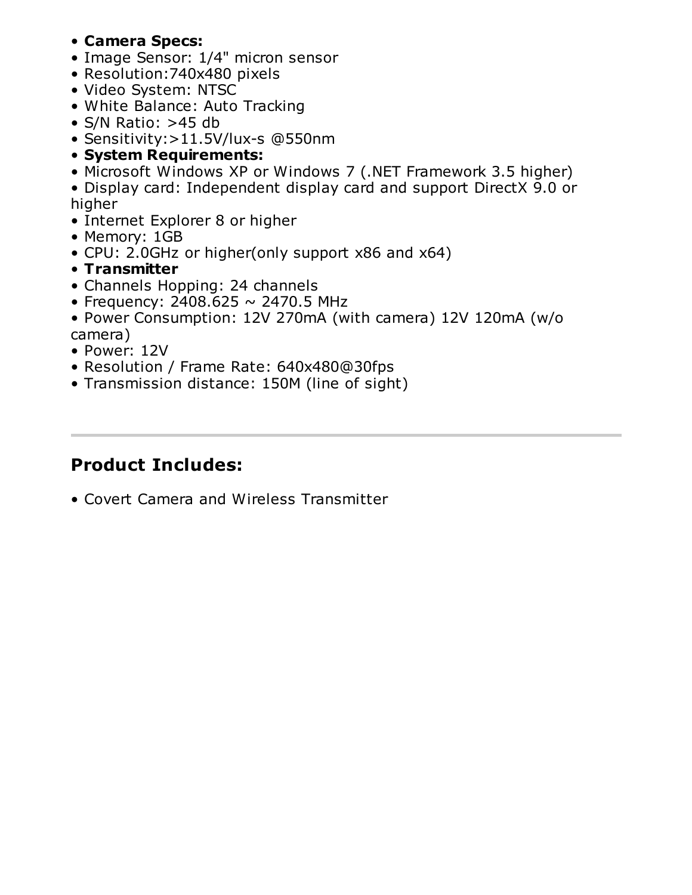- **Camera Specs:**
- Image Sensor: 1/4" micron sensor
- Resolution:740x480 pixels
- Video System: NTSC
- White Balance: Auto Tracking
- S/N Ratio: >45 db
- Sensitivity:>11.5V/lux-s @550nm
- **System Requirements:**
- Microsoft Windows XP or Windows 7 (.NET Framework 3.5 higher)
- Display card: Independent display card and support DirectX 9.0 or higher
- Internet Explorer 8 or higher
- Memory: 1GB
- CPU: 2.0GHz or higher(only support x86 and x64)
- **Transmitter**
- Channels Hopping: 24 channels
- Frequency: 2408.625 ~ 2470.5 MHz
- Power Consumption: 12V 270mA (with camera) 12V 120mA (w/o camera)
- Power: 12V
- Resolution / Frame Rate: 640x480@30fps
- Transmission distance: 150M (line of sight)

---

## Product Includes:

- Covert Camera and Wireless Transmitter